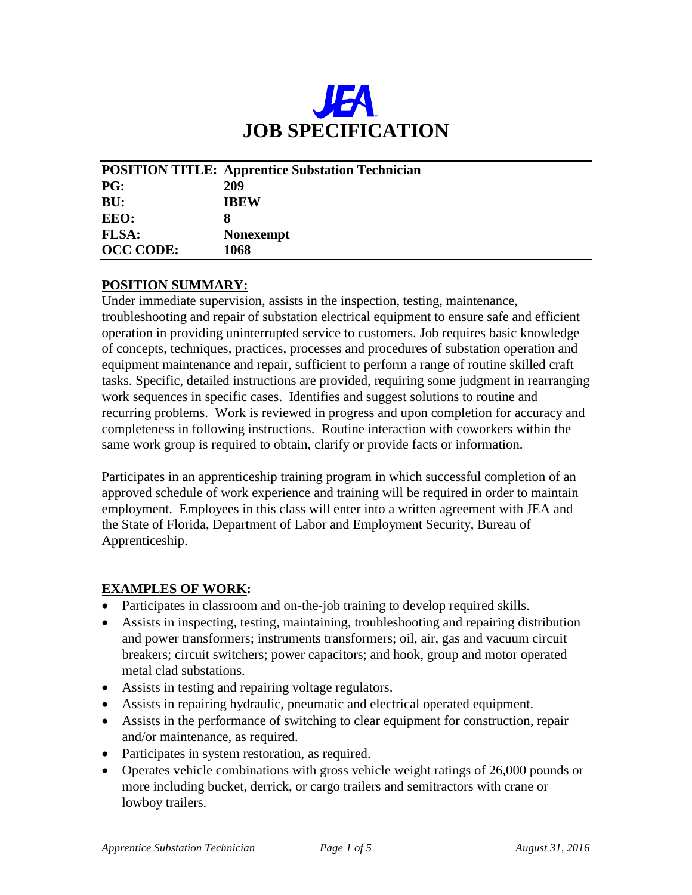JEA

# JOB SPECIFICATION

| | |
|---|---|
| **POSITION TITLE:** | **Apprentice Substation Technician** |
| **PG:** | **209** |
| **BU:** | **IBEW** |
| **EEO:** | **8** |
| **FLSA:** | **Nonexempt** |
| **OCC CODE:** | **1068** |

## POSITION SUMMARY:

Under immediate supervision, assists in the inspection, testing, maintenance, troubleshooting and repair of substation electrical equipment to ensure safe and efficient operation in providing uninterrupted service to customers. Job requires basic knowledge of concepts, techniques, practices, processes and procedures of substation operation and equipment maintenance and repair, sufficient to perform a range of routine skilled craft tasks. Specific, detailed instructions are provided, requiring some judgment in rearranging work sequences in specific cases. Identifies and suggest solutions to routine and recurring problems. Work is reviewed in progress and upon completion for accuracy and completeness in following instructions. Routine interaction with coworkers within the same work group is required to obtain, clarify or provide facts or information.

Participates in an apprenticeship training program in which successful completion of an approved schedule of work experience and training will be required in order to maintain employment. Employees in this class will enter into a written agreement with JEA and the State of Florida, Department of Labor and Employment Security, Bureau of Apprenticeship.

## EXAMPLES OF WORK:

- Participates in classroom and on-the-job training to develop required skills.
- Assists in inspecting, testing, maintaining, troubleshooting and repairing distribution and power transformers; instruments transformers; oil, air, gas and vacuum circuit breakers; circuit switchers; power capacitors; and hook, group and motor operated metal clad substations.
- Assists in testing and repairing voltage regulators.
- Assists in repairing hydraulic, pneumatic and electrical operated equipment.
- Assists in the performance of switching to clear equipment for construction, repair and/or maintenance, as required.
- Participates in system restoration, as required.
- Operates vehicle combinations with gross vehicle weight ratings of 26,000 pounds or more including bucket, derrick, or cargo trailers and semitractors with crane or lowboy trailers.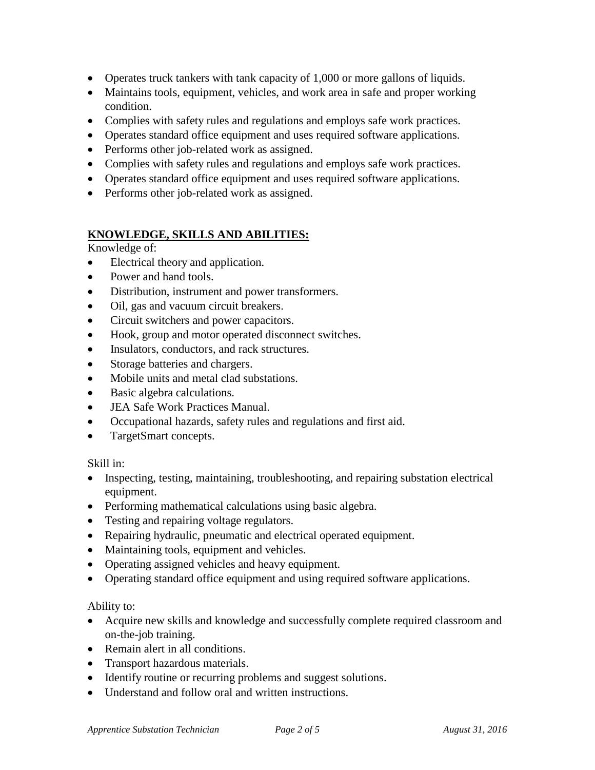- Operates truck tankers with tank capacity of 1,000 or more gallons of liquids.
- Maintains tools, equipment, vehicles, and work area in safe and proper working condition.
- Complies with safety rules and regulations and employs safe work practices.
- Operates standard office equipment and uses required software applications.
- Performs other job-related work as assigned.
- Complies with safety rules and regulations and employs safe work practices.
- Operates standard office equipment and uses required software applications.
- Performs other job-related work as assigned.

## KNOWLEDGE, SKILLS AND ABILITIES:

Knowledge of:

- Electrical theory and application.
- Power and hand tools.
- Distribution, instrument and power transformers.
- Oil, gas and vacuum circuit breakers.
- Circuit switchers and power capacitors.
- Hook, group and motor operated disconnect switches.
- Insulators, conductors, and rack structures.
- Storage batteries and chargers.
- Mobile units and metal clad substations.
- Basic algebra calculations.
- JEA Safe Work Practices Manual.
- Occupational hazards, safety rules and regulations and first aid.
- TargetSmart concepts.

Skill in:

- Inspecting, testing, maintaining, troubleshooting, and repairing substation electrical equipment.
- Performing mathematical calculations using basic algebra.
- Testing and repairing voltage regulators.
- Repairing hydraulic, pneumatic and electrical operated equipment.
- Maintaining tools, equipment and vehicles.
- Operating assigned vehicles and heavy equipment.
- Operating standard office equipment and using required software applications.

Ability to:

- Acquire new skills and knowledge and successfully complete required classroom and on-the-job training.
- Remain alert in all conditions.
- Transport hazardous materials.
- Identify routine or recurring problems and suggest solutions.
- Understand and follow oral and written instructions.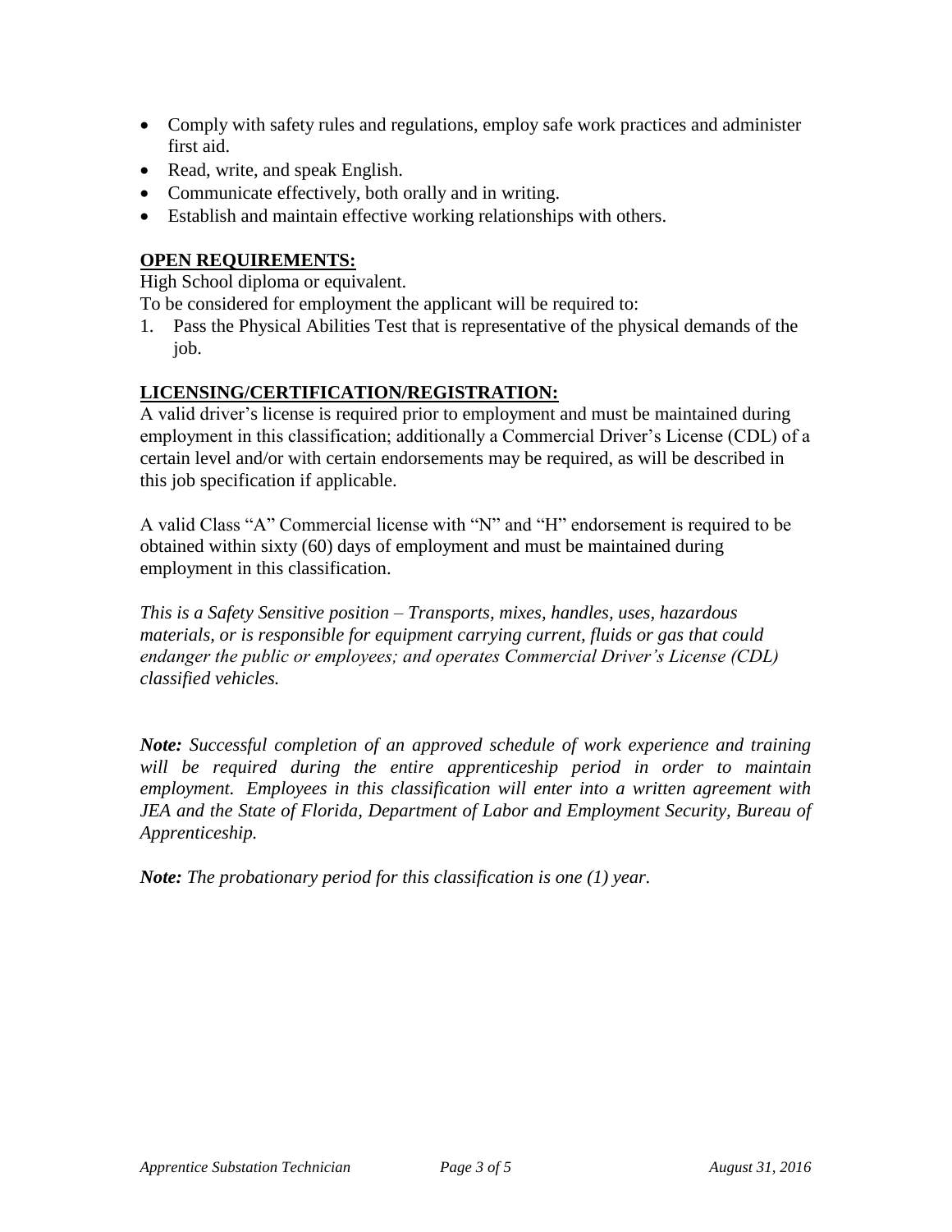- Comply with safety rules and regulations, employ safe work practices and administer first aid.
- Read, write, and speak English.
- Communicate effectively, both orally and in writing.
- Establish and maintain effective working relationships with others.

**OPEN REQUIREMENTS:**

High School diploma or equivalent.

To be considered for employment the applicant will be required to:

1. Pass the Physical Abilities Test that is representative of the physical demands of the job.

**LICENSING/CERTIFICATION/REGISTRATION:**

A valid driver's license is required prior to employment and must be maintained during employment in this classification; additionally a Commercial Driver's License (CDL) of a certain level and/or with certain endorsements may be required, as will be described in this job specification if applicable.

A valid Class "A" Commercial license with "N" and "H" endorsement is required to be obtained within sixty (60) days of employment and must be maintained during employment in this classification.

*This is a Safety Sensitive position – Transports, mixes, handles, uses, hazardous materials, or is responsible for equipment carrying current, fluids or gas that could endanger the public or employees; and operates Commercial Driver's License (CDL) classified vehicles.*

***Note:*** *Successful completion of an approved schedule of work experience and training will be required during the entire apprenticeship period in order to maintain employment. Employees in this classification will enter into a written agreement with JEA and the State of Florida, Department of Labor and Employment Security, Bureau of Apprenticeship.*

***Note:*** *The probationary period for this classification is one (1) year.*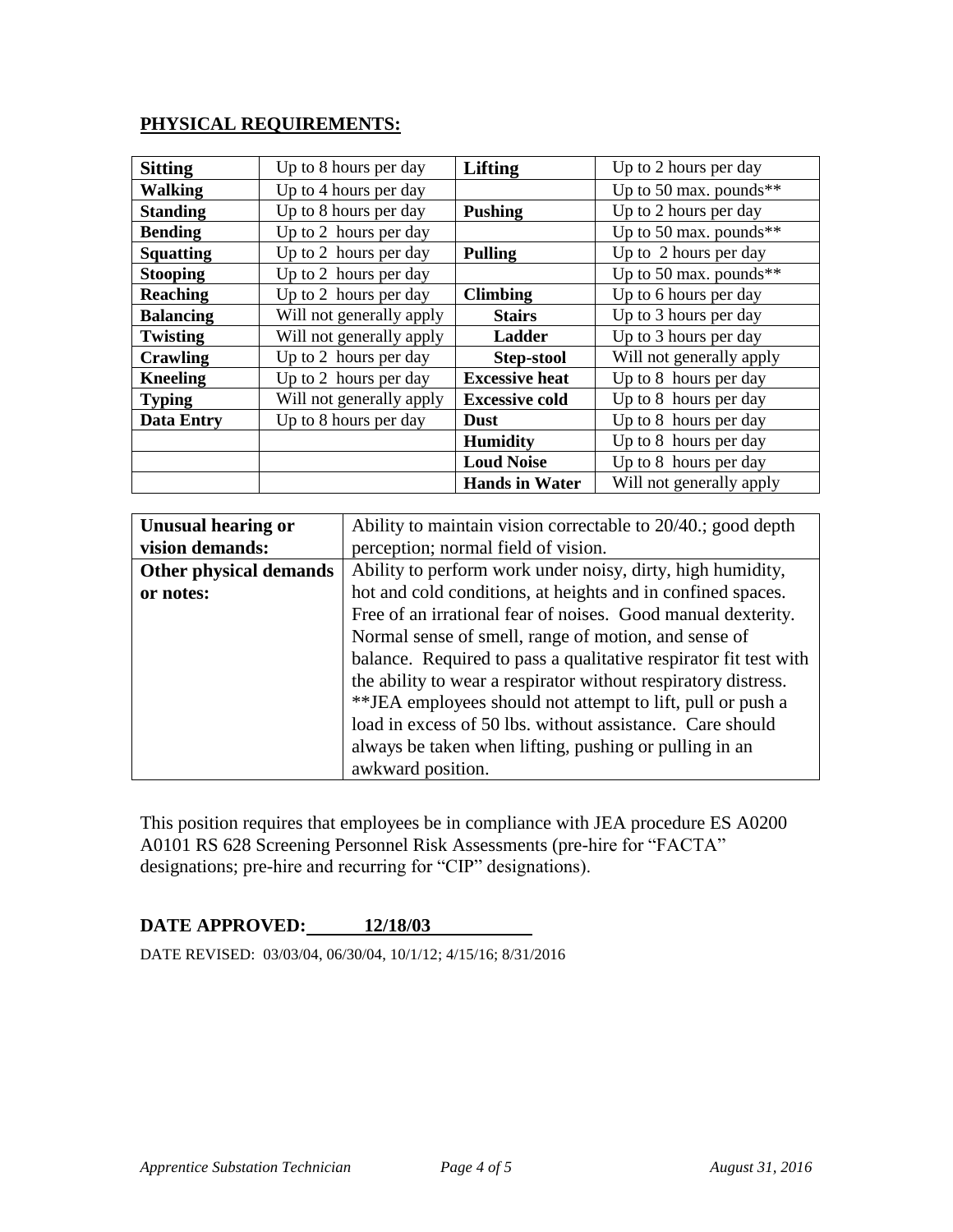## PHYSICAL REQUIREMENTS:

| **Sitting** | Up to 8 hours per day | **Lifting** | Up to 2 hours per day |
|---|---|---|---|
| **Walking** | Up to 4 hours per day | | Up to 50 max. pounds** |
| **Standing** | Up to 8 hours per day | **Pushing** | Up to 2 hours per day |
| **Bending** | Up to 2 hours per day | | Up to 50 max. pounds** |
| **Squatting** | Up to 2 hours per day | **Pulling** | Up to 2 hours per day |
| **Stooping** | Up to 2 hours per day | | Up to 50 max. pounds** |
| **Reaching** | Up to 2 hours per day | **Climbing** | Up to 6 hours per day |
| **Balancing** | Will not generally apply | **Stairs** | Up to 3 hours per day |
| **Twisting** | Will not generally apply | **Ladder** | Up to 3 hours per day |
| **Crawling** | Up to 2 hours per day | **Step-stool** | Will not generally apply |
| **Kneeling** | Up to 2 hours per day | **Excessive heat** | Up to 8 hours per day |
| **Typing** | Will not generally apply | **Excessive cold** | Up to 8 hours per day |
| **Data Entry** | Up to 8 hours per day | **Dust** | Up to 8 hours per day |
| | | **Humidity** | Up to 8 hours per day |
| | | **Loud Noise** | Up to 8 hours per day |
| | | **Hands in Water** | Will not generally apply |

| **Unusual hearing or vision demands:** | Ability to maintain vision correctable to 20/40.; good depth perception; normal field of vision. |
|---|---|
| **Other physical demands or notes:** | Ability to perform work under noisy, dirty, high humidity, hot and cold conditions, at heights and in confined spaces. Free of an irrational fear of noises. Good manual dexterity. Normal sense of smell, range of motion, and sense of balance. Required to pass a qualitative respirator fit test with the ability to wear a respirator without respiratory distress. **JEA employees should not attempt to lift, pull or push a load in excess of 50 lbs. without assistance. Care should always be taken when lifting, pushing or pulling in an awkward position. |

This position requires that employees be in compliance with JEA procedure ES A0200 A0101 RS 628 Screening Personnel Risk Assessments (pre-hire for "FACTA" designations; pre-hire and recurring for "CIP" designations).

**DATE APPROVED: 12/18/03**

DATE REVISED: 03/03/04, 06/30/04, 10/1/12; 4/15/16; 8/31/2016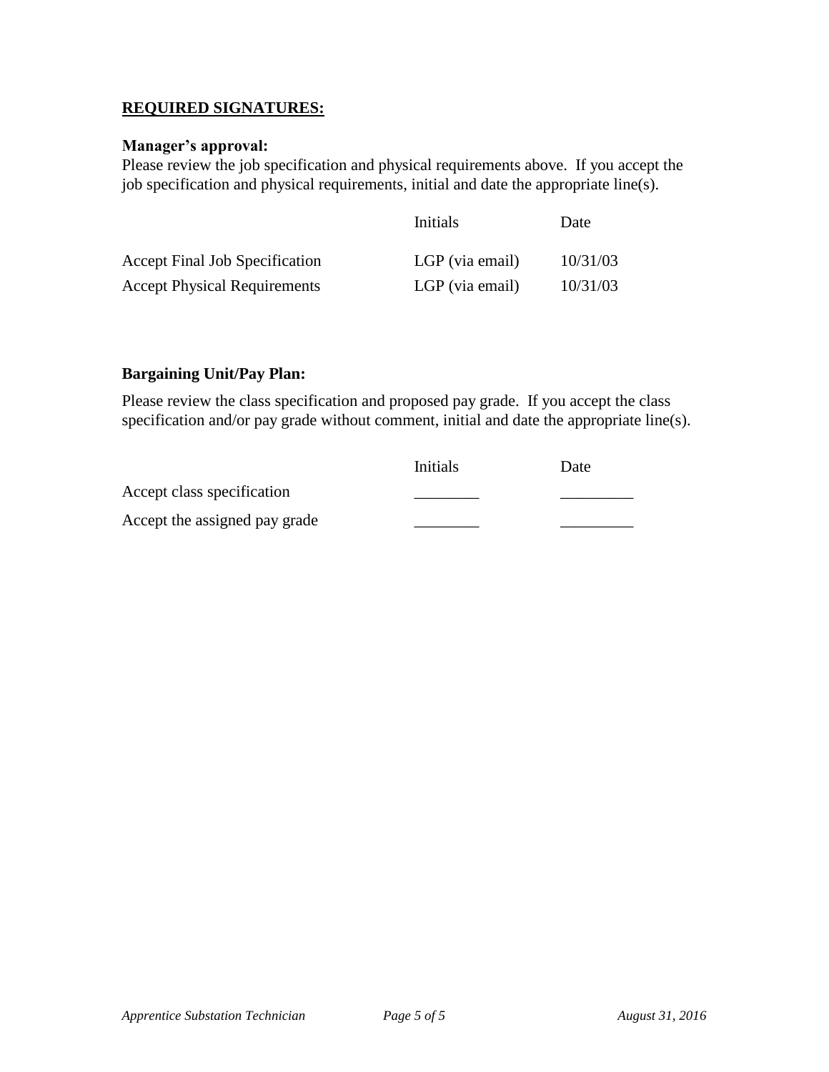## REQUIRED SIGNATURES:

**Manager's approval:**
Please review the job specification and physical requirements above. If you accept the job specification and physical requirements, initial and date the appropriate line(s).

| | Initials | Date |
|---|---|---|
| Accept Final Job Specification | LGP (via email) | 10/31/03 |
| Accept Physical Requirements | LGP (via email) | 10/31/03 |

**Bargaining Unit/Pay Plan:**

Please review the class specification and proposed pay grade. If you accept the class specification and/or pay grade without comment, initial and date the appropriate line(s).

| | Initials | Date |
|---|---|---|
| Accept class specification | ________ | _________ |
| Accept the assigned pay grade | ________ | _________ |